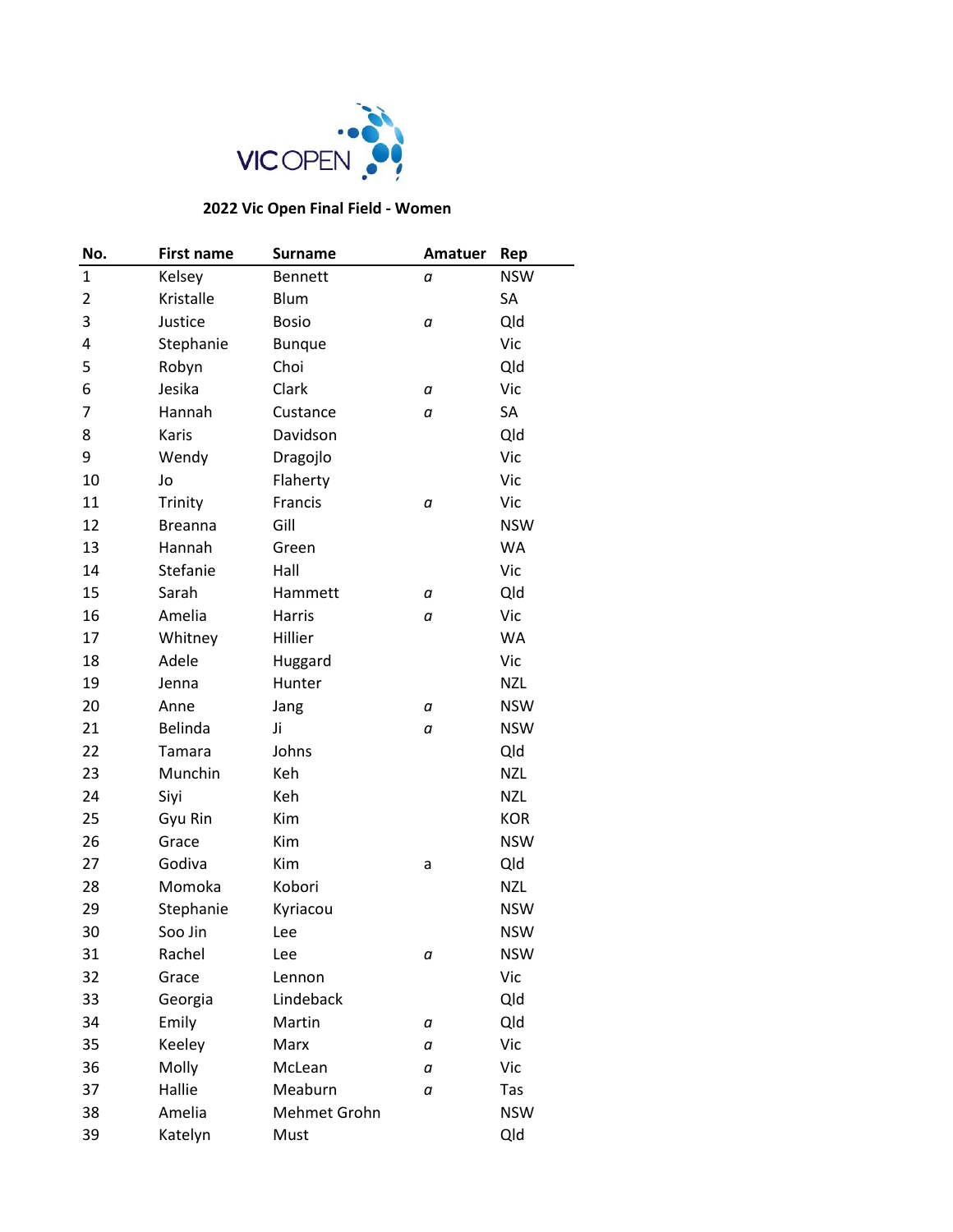VIC OPEN

**2022 Vic Open Final Field - Women**

| No. | First name | Surname | Amatuer | Rep |
|---|---|---|---|---|
| 1 | Kelsey | Bennett | a | NSW |
| 2 | Kristalle | Blum | | SA |
| 3 | Justice | Bosio | a | Qld |
| 4 | Stephanie | Bunque | | Vic |
| 5 | Robyn | Choi | | Qld |
| 6 | Jesika | Clark | a | Vic |
| 7 | Hannah | Custance | a | SA |
| 8 | Karis | Davidson | | Qld |
| 9 | Wendy | Dragojlo | | Vic |
| 10 | Jo | Flaherty | | Vic |
| 11 | Trinity | Francis | a | Vic |
| 12 | Breanna | Gill | | NSW |
| 13 | Hannah | Green | | WA |
| 14 | Stefanie | Hall | | Vic |
| 15 | Sarah | Hammett | a | Qld |
| 16 | Amelia | Harris | a | Vic |
| 17 | Whitney | Hillier | | WA |
| 18 | Adele | Huggard | | Vic |
| 19 | Jenna | Hunter | | NZL |
| 20 | Anne | Jang | a | NSW |
| 21 | Belinda | Ji | a | NSW |
| 22 | Tamara | Johns | | Qld |
| 23 | Munchin | Keh | | NZL |
| 24 | Siyi | Keh | | NZL |
| 25 | Gyu Rin | Kim | | KOR |
| 26 | Grace | Kim | | NSW |
| 27 | Godiva | Kim | a | Qld |
| 28 | Momoka | Kobori | | NZL |
| 29 | Stephanie | Kyriacou | | NSW |
| 30 | Soo Jin | Lee | | NSW |
| 31 | Rachel | Lee | a | NSW |
| 32 | Grace | Lennon | | Vic |
| 33 | Georgia | Lindeback | | Qld |
| 34 | Emily | Martin | a | Qld |
| 35 | Keeley | Marx | a | Vic |
| 36 | Molly | McLean | a | Vic |
| 37 | Hallie | Meaburn | a | Tas |
| 38 | Amelia | Mehmet Grohn | | NSW |
| 39 | Katelyn | Must | | Qld |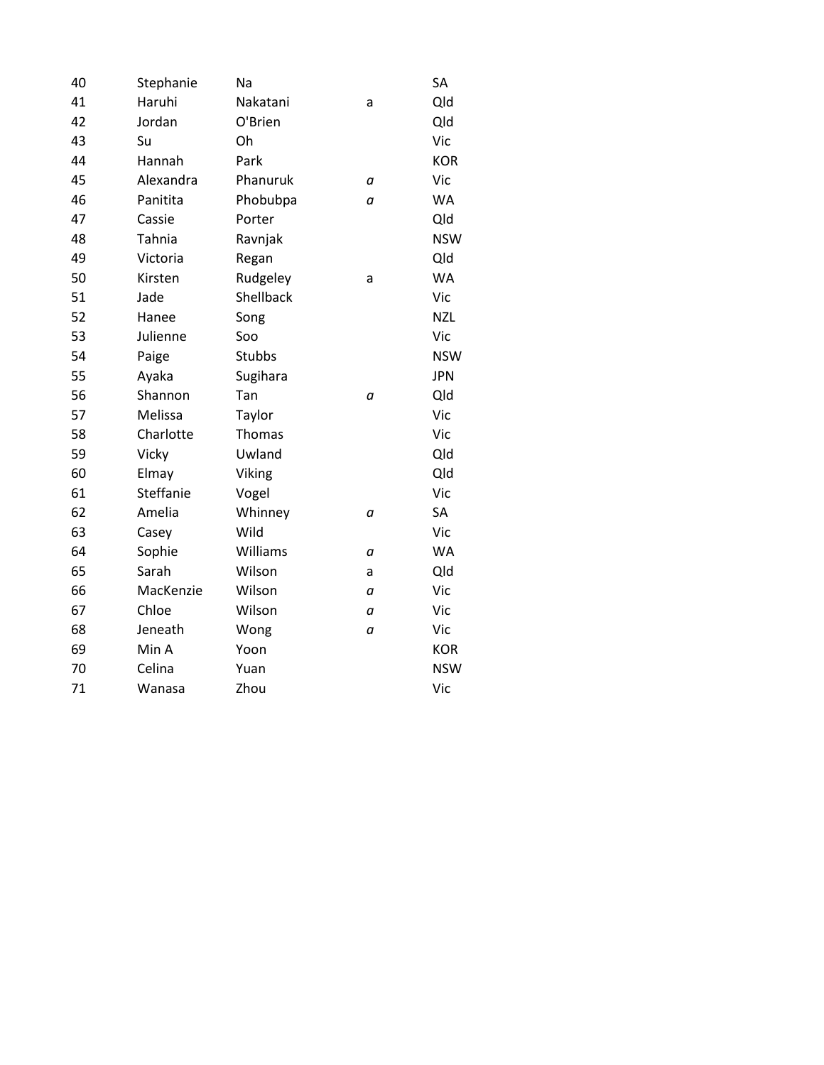| | | | | |
|---|---|---|---|---|
| 40 | Stephanie | Na | | SA |
| 41 | Haruhi | Nakatani | a | Qld |
| 42 | Jordan | O'Brien | | Qld |
| 43 | Su | Oh | | Vic |
| 44 | Hannah | Park | | KOR |
| 45 | Alexandra | Phanuruk | *a* | Vic |
| 46 | Panitita | Phobubpa | *a* | WA |
| 47 | Cassie | Porter | | Qld |
| 48 | Tahnia | Ravnjak | | NSW |
| 49 | Victoria | Regan | | Qld |
| 50 | Kirsten | Rudgeley | a | WA |
| 51 | Jade | Shellback | | Vic |
| 52 | Hanee | Song | | NZL |
| 53 | Julienne | Soo | | Vic |
| 54 | Paige | Stubbs | | NSW |
| 55 | Ayaka | Sugihara | | JPN |
| 56 | Shannon | Tan | *a* | Qld |
| 57 | Melissa | Taylor | | Vic |
| 58 | Charlotte | Thomas | | Vic |
| 59 | Vicky | Uwland | | Qld |
| 60 | Elmay | Viking | | Qld |
| 61 | Steffanie | Vogel | | Vic |
| 62 | Amelia | Whinney | *a* | SA |
| 63 | Casey | Wild | | Vic |
| 64 | Sophie | Williams | *a* | WA |
| 65 | Sarah | Wilson | a | Qld |
| 66 | MacKenzie | Wilson | *a* | Vic |
| 67 | Chloe | Wilson | *a* | Vic |
| 68 | Jeneath | Wong | *a* | Vic |
| 69 | Min A | Yoon | | KOR |
| 70 | Celina | Yuan | | NSW |
| 71 | Wanasa | Zhou | | Vic |